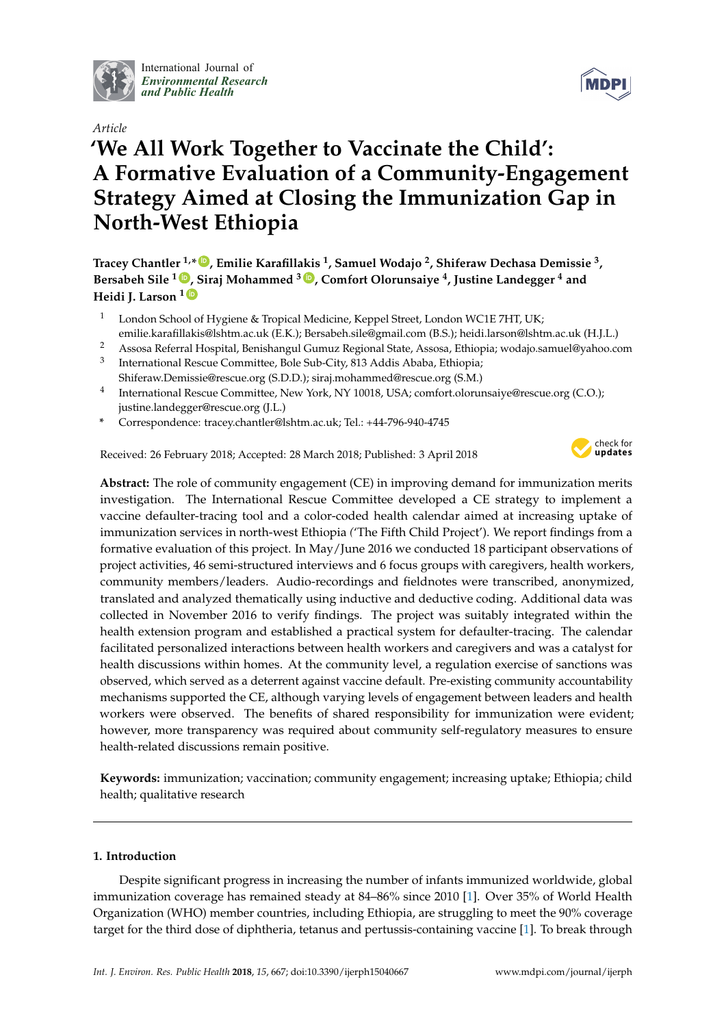International Journal of *Environmental Research and Public Health*

*Article*

# 'We All Work Together to Vaccinate the Child': A Formative Evaluation of a Community-Engagement Strategy Aimed at Closing the Immunization Gap in North-West Ethiopia

**Tracey Chantler [1,*], Emilie Karafillakis [1], Samuel Wodajo [2], Shiferaw Dechasa Demissie [3], Bersabeh Sile [1], Siraj Mohammed [3], Comfort Olorunsaiye [4], Justine Landegger [4] and Heidi J. Larson [1]**

[1] London School of Hygiene & Tropical Medicine, Keppel Street, London WC1E 7HT, UK; emilie.karafillakis@lshtm.ac.uk (E.K.); Bersabeh.sile@gmail.com (B.S.); heidi.larson@lshtm.ac.uk (H.J.L.)

[2] Assosa Referral Hospital, Benishangul Gumuz Regional State, Assosa, Ethiopia; wodajo.samuel@yahoo.com

[3] International Rescue Committee, Bole Sub-City, 813 Addis Ababa, Ethiopia; Shiferaw.Demissie@rescue.org (S.D.D.); siraj.mohammed@rescue.org (S.M.)

[4] International Rescue Committee, New York, NY 10018, USA; comfort.olorunsaiye@rescue.org (C.O.); justine.landegger@rescue.org (J.L.)

[*] Correspondence: tracey.chantler@lshtm.ac.uk; Tel.: +44-796-940-4745

Received: 26 February 2018; Accepted: 28 March 2018; Published: 3 April 2018

**Abstract:** The role of community engagement (CE) in improving demand for immunization merits investigation. The International Rescue Committee developed a CE strategy to implement a vaccine defaulter-tracing tool and a color-coded health calendar aimed at increasing uptake of immunization services in north-west Ethiopia ('The Fifth Child Project'). We report findings from a formative evaluation of this project. In May/June 2016 we conducted 18 participant observations of project activities, 46 semi-structured interviews and 6 focus groups with caregivers, health workers, community members/leaders. Audio-recordings and fieldnotes were transcribed, anonymized, translated and analyzed thematically using inductive and deductive coding. Additional data was collected in November 2016 to verify findings. The project was suitably integrated within the health extension program and established a practical system for defaulter-tracing. The calendar facilitated personalized interactions between health workers and caregivers and was a catalyst for health discussions within homes. At the community level, a regulation exercise of sanctions was observed, which served as a deterrent against vaccine default. Pre-existing community accountability mechanisms supported the CE, although varying levels of engagement between leaders and health workers were observed. The benefits of shared responsibility for immunization were evident; however, more transparency was required about community self-regulatory measures to ensure health-related discussions remain positive.

**Keywords:** immunization; vaccination; community engagement; increasing uptake; Ethiopia; child health; qualitative research

## 1. Introduction

Despite significant progress in increasing the number of infants immunized worldwide, global immunization coverage has remained steady at 84–86% since 2010 [1]. Over 35% of World Health Organization (WHO) member countries, including Ethiopia, are struggling to meet the 90% coverage target for the third dose of diphtheria, tetanus and pertussis-containing vaccine [1]. To break through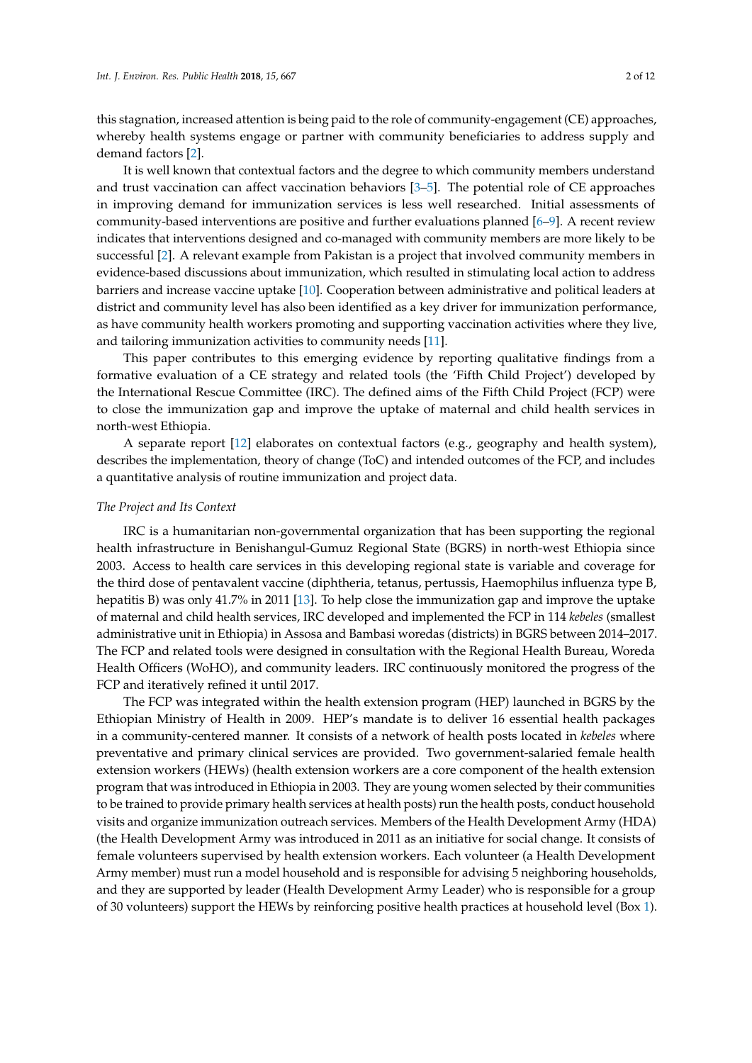this stagnation, increased attention is being paid to the role of community-engagement (CE) approaches, whereby health systems engage or partner with community beneficiaries to address supply and demand factors [2].

It is well known that contextual factors and the degree to which community members understand and trust vaccination can affect vaccination behaviors [3–5]. The potential role of CE approaches in improving demand for immunization services is less well researched. Initial assessments of community-based interventions are positive and further evaluations planned [6–9]. A recent review indicates that interventions designed and co-managed with community members are more likely to be successful [2]. A relevant example from Pakistan is a project that involved community members in evidence-based discussions about immunization, which resulted in stimulating local action to address barriers and increase vaccine uptake [10]. Cooperation between administrative and political leaders at district and community level has also been identified as a key driver for immunization performance, as have community health workers promoting and supporting vaccination activities where they live, and tailoring immunization activities to community needs [11].

This paper contributes to this emerging evidence by reporting qualitative findings from a formative evaluation of a CE strategy and related tools (the 'Fifth Child Project') developed by the International Rescue Committee (IRC). The defined aims of the Fifth Child Project (FCP) were to close the immunization gap and improve the uptake of maternal and child health services in north-west Ethiopia.

A separate report [12] elaborates on contextual factors (e.g., geography and health system), describes the implementation, theory of change (ToC) and intended outcomes of the FCP, and includes a quantitative analysis of routine immunization and project data.

*The Project and Its Context*

IRC is a humanitarian non-governmental organization that has been supporting the regional health infrastructure in Benishangul-Gumuz Regional State (BGRS) in north-west Ethiopia since 2003. Access to health care services in this developing regional state is variable and coverage for the third dose of pentavalent vaccine (diphtheria, tetanus, pertussis, Haemophilus influenza type B, hepatitis B) was only 41.7% in 2011 [13]. To help close the immunization gap and improve the uptake of maternal and child health services, IRC developed and implemented the FCP in 114 *kebeles* (smallest administrative unit in Ethiopia) in Assosa and Bambasi woredas (districts) in BGRS between 2014–2017. The FCP and related tools were designed in consultation with the Regional Health Bureau, Woreda Health Officers (WoHO), and community leaders. IRC continuously monitored the progress of the FCP and iteratively refined it until 2017.

The FCP was integrated within the health extension program (HEP) launched in BGRS by the Ethiopian Ministry of Health in 2009. HEP's mandate is to deliver 16 essential health packages in a community-centered manner. It consists of a network of health posts located in *kebeles* where preventative and primary clinical services are provided. Two government-salaried female health extension workers (HEWs) (health extension workers are a core component of the health extension program that was introduced in Ethiopia in 2003. They are young women selected by their communities to be trained to provide primary health services at health posts) run the health posts, conduct household visits and organize immunization outreach services. Members of the Health Development Army (HDA) (the Health Development Army was introduced in 2011 as an initiative for social change. It consists of female volunteers supervised by health extension workers. Each volunteer (a Health Development Army member) must run a model household and is responsible for advising 5 neighboring households, and they are supported by leader (Health Development Army Leader) who is responsible for a group of 30 volunteers) support the HEWs by reinforcing positive health practices at household level (Box 1).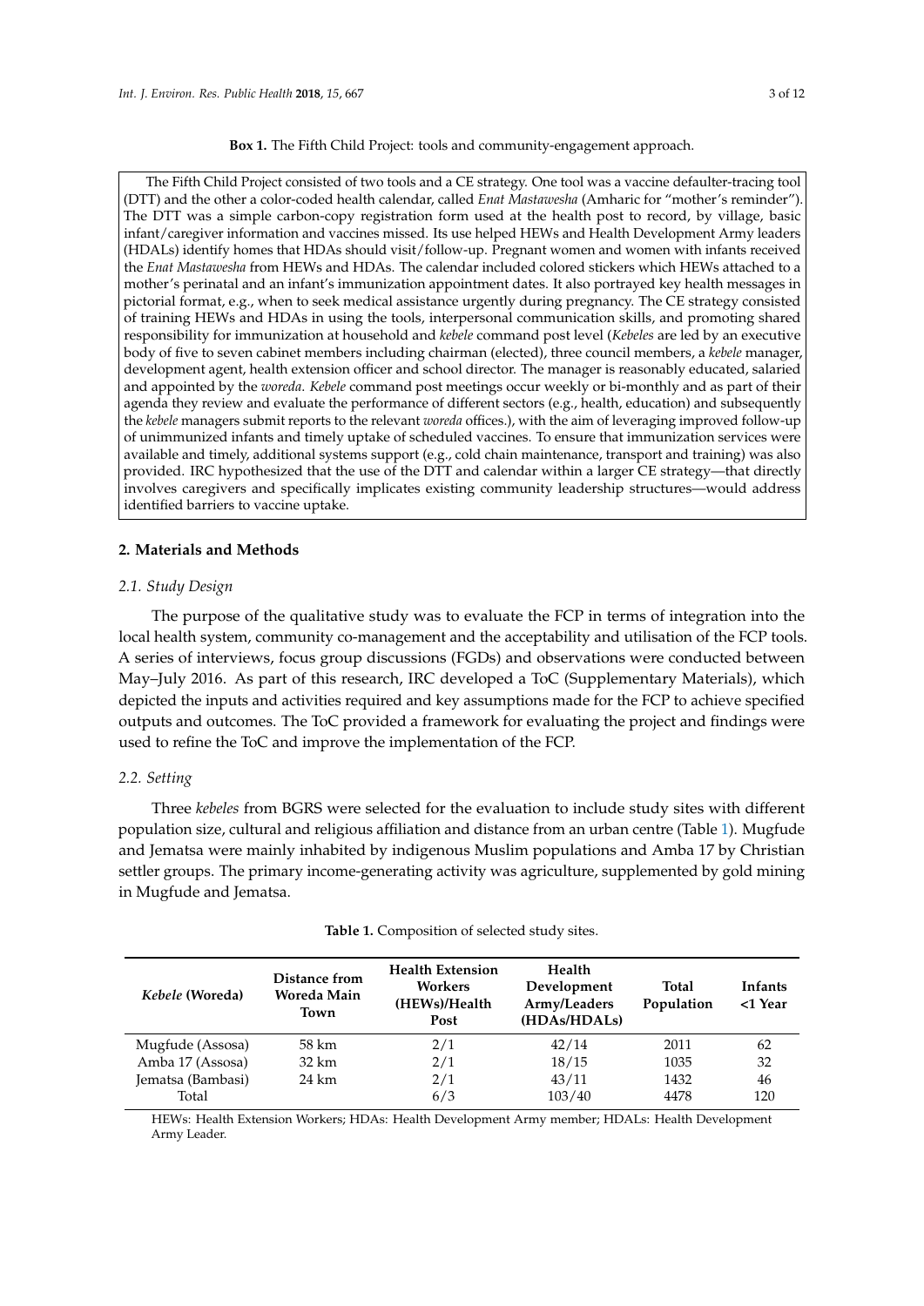**Box 1.** The Fifth Child Project: tools and community-engagement approach.

The Fifth Child Project consisted of two tools and a CE strategy. One tool was a vaccine defaulter-tracing tool (DTT) and the other a color-coded health calendar, called *Enat Mastawesha* (Amharic for "mother's reminder"). The DTT was a simple carbon-copy registration form used at the health post to record, by village, basic infant/caregiver information and vaccines missed. Its use helped HEWs and Health Development Army leaders (HDALs) identify homes that HDAs should visit/follow-up. Pregnant women and women with infants received the *Enat Mastawesha* from HEWs and HDAs. The calendar included colored stickers which HEWs attached to a mother's perinatal and an infant's immunization appointment dates. It also portrayed key health messages in pictorial format, e.g., when to seek medical assistance urgently during pregnancy. The CE strategy consisted of training HEWs and HDAs in using the tools, interpersonal communication skills, and promoting shared responsibility for immunization at household and *kebele* command post level (*Kebeles* are led by an executive body of five to seven cabinet members including chairman (elected), three council members, a *kebele* manager, development agent, health extension officer and school director. The manager is reasonably educated, salaried and appointed by the *woreda*. *Kebele* command post meetings occur weekly or bi-monthly and as part of their agenda they review and evaluate the performance of different sectors (e.g., health, education) and subsequently the *kebele* managers submit reports to the relevant *woreda* offices.), with the aim of leveraging improved follow-up of unimmunized infants and timely uptake of scheduled vaccines. To ensure that immunization services were available and timely, additional systems support (e.g., cold chain maintenance, transport and training) was also provided. IRC hypothesized that the use of the DTT and calendar within a larger CE strategy—that directly involves caregivers and specifically implicates existing community leadership structures—would address identified barriers to vaccine uptake.

## 2. Materials and Methods

### 2.1. Study Design

The purpose of the qualitative study was to evaluate the FCP in terms of integration into the local health system, community co-management and the acceptability and utilisation of the FCP tools. A series of interviews, focus group discussions (FGDs) and observations were conducted between May–July 2016. As part of this research, IRC developed a ToC (Supplementary Materials), which depicted the inputs and activities required and key assumptions made for the FCP to achieve specified outputs and outcomes. The ToC provided a framework for evaluating the project and findings were used to refine the ToC and improve the implementation of the FCP.

### 2.2. Setting

Three *kebeles* from BGRS were selected for the evaluation to include study sites with different population size, cultural and religious affiliation and distance from an urban centre (Table 1). Mugfude and Jematsa were mainly inhabited by indigenous Muslim populations and Amba 17 by Christian settler groups. The primary income-generating activity was agriculture, supplemented by gold mining in Mugfude and Jematsa.

**Table 1.** Composition of selected study sites.

| *Kebele* (Woreda) | Distance from Woreda Main Town | Health Extension Workers (HEWs)/Health Post | Health Development Army/Leaders (HDAs/HDALs) | Total Population | Infants <1 Year |
|---|---|---|---|---|---|
| Mugfude (Assosa) | 58 km | 2/1 | 42/14 | 2011 | 62 |
| Amba 17 (Assosa) | 32 km | 2/1 | 18/15 | 1035 | 32 |
| Jematsa (Bambasi) | 24 km | 2/1 | 43/11 | 1432 | 46 |
| Total | | 6/3 | 103/40 | 4478 | 120 |

HEWs: Health Extension Workers; HDAs: Health Development Army member; HDALs: Health Development Army Leader.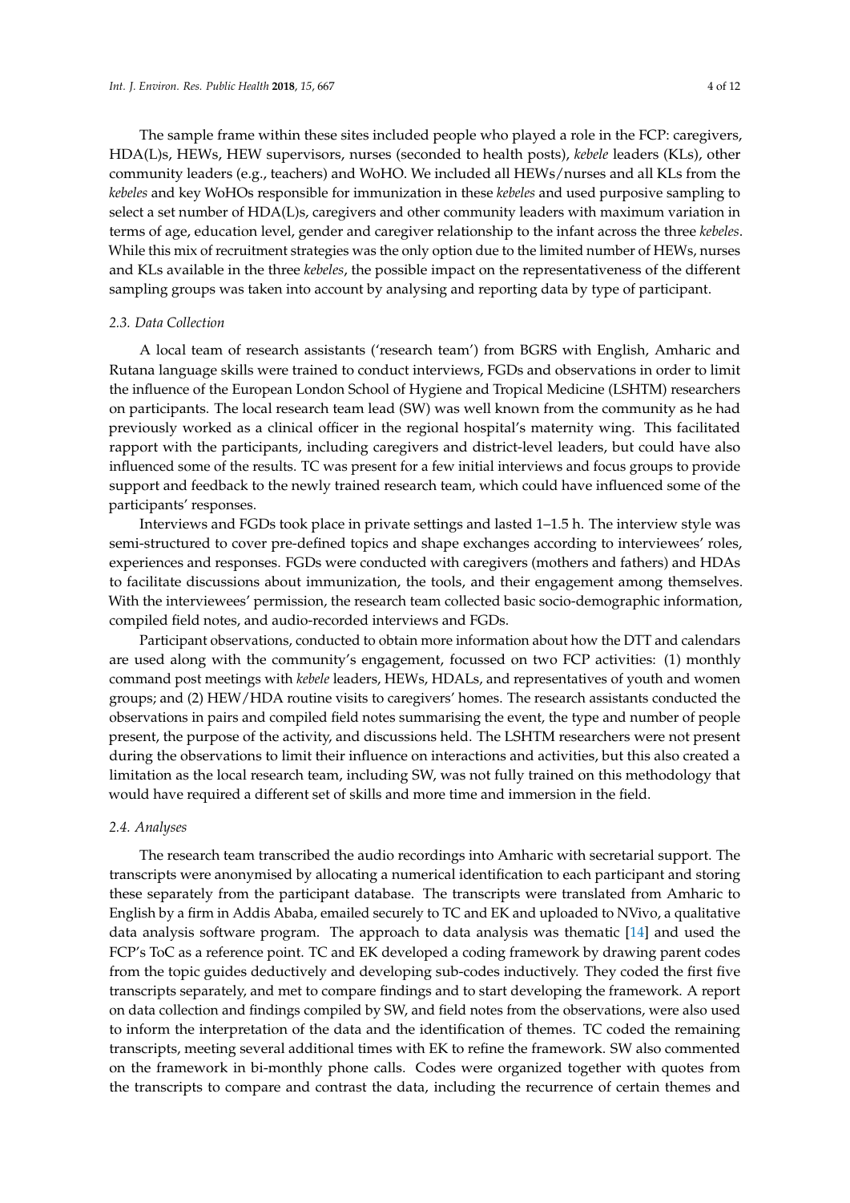The sample frame within these sites included people who played a role in the FCP: caregivers, HDA(L)s, HEWs, HEW supervisors, nurses (seconded to health posts), *kebele* leaders (KLs), other community leaders (e.g., teachers) and WoHO. We included all HEWs/nurses and all KLs from the *kebeles* and key WoHOs responsible for immunization in these *kebeles* and used purposive sampling to select a set number of HDA(L)s, caregivers and other community leaders with maximum variation in terms of age, education level, gender and caregiver relationship to the infant across the three *kebeles*. While this mix of recruitment strategies was the only option due to the limited number of HEWs, nurses and KLs available in the three *kebeles*, the possible impact on the representativeness of the different sampling groups was taken into account by analysing and reporting data by type of participant.

### *2.3. Data Collection*

A local team of research assistants ('research team') from BGRS with English, Amharic and Rutana language skills were trained to conduct interviews, FGDs and observations in order to limit the influence of the European London School of Hygiene and Tropical Medicine (LSHTM) researchers on participants. The local research team lead (SW) was well known from the community as he had previously worked as a clinical officer in the regional hospital's maternity wing. This facilitated rapport with the participants, including caregivers and district-level leaders, but could have also influenced some of the results. TC was present for a few initial interviews and focus groups to provide support and feedback to the newly trained research team, which could have influenced some of the participants' responses.

Interviews and FGDs took place in private settings and lasted 1–1.5 h. The interview style was semi-structured to cover pre-defined topics and shape exchanges according to interviewees' roles, experiences and responses. FGDs were conducted with caregivers (mothers and fathers) and HDAs to facilitate discussions about immunization, the tools, and their engagement among themselves. With the interviewees' permission, the research team collected basic socio-demographic information, compiled field notes, and audio-recorded interviews and FGDs.

Participant observations, conducted to obtain more information about how the DTT and calendars are used along with the community's engagement, focussed on two FCP activities: (1) monthly command post meetings with *kebele* leaders, HEWs, HDALs, and representatives of youth and women groups; and (2) HEW/HDA routine visits to caregivers' homes. The research assistants conducted the observations in pairs and compiled field notes summarising the event, the type and number of people present, the purpose of the activity, and discussions held. The LSHTM researchers were not present during the observations to limit their influence on interactions and activities, but this also created a limitation as the local research team, including SW, was not fully trained on this methodology that would have required a different set of skills and more time and immersion in the field.

### *2.4. Analyses*

The research team transcribed the audio recordings into Amharic with secretarial support. The transcripts were anonymised by allocating a numerical identification to each participant and storing these separately from the participant database. The transcripts were translated from Amharic to English by a firm in Addis Ababa, emailed securely to TC and EK and uploaded to NVivo, a qualitative data analysis software program. The approach to data analysis was thematic [14] and used the FCP's ToC as a reference point. TC and EK developed a coding framework by drawing parent codes from the topic guides deductively and developing sub-codes inductively. They coded the first five transcripts separately, and met to compare findings and to start developing the framework. A report on data collection and findings compiled by SW, and field notes from the observations, were also used to inform the interpretation of the data and the identification of themes. TC coded the remaining transcripts, meeting several additional times with EK to refine the framework. SW also commented on the framework in bi-monthly phone calls. Codes were organized together with quotes from the transcripts to compare and contrast the data, including the recurrence of certain themes and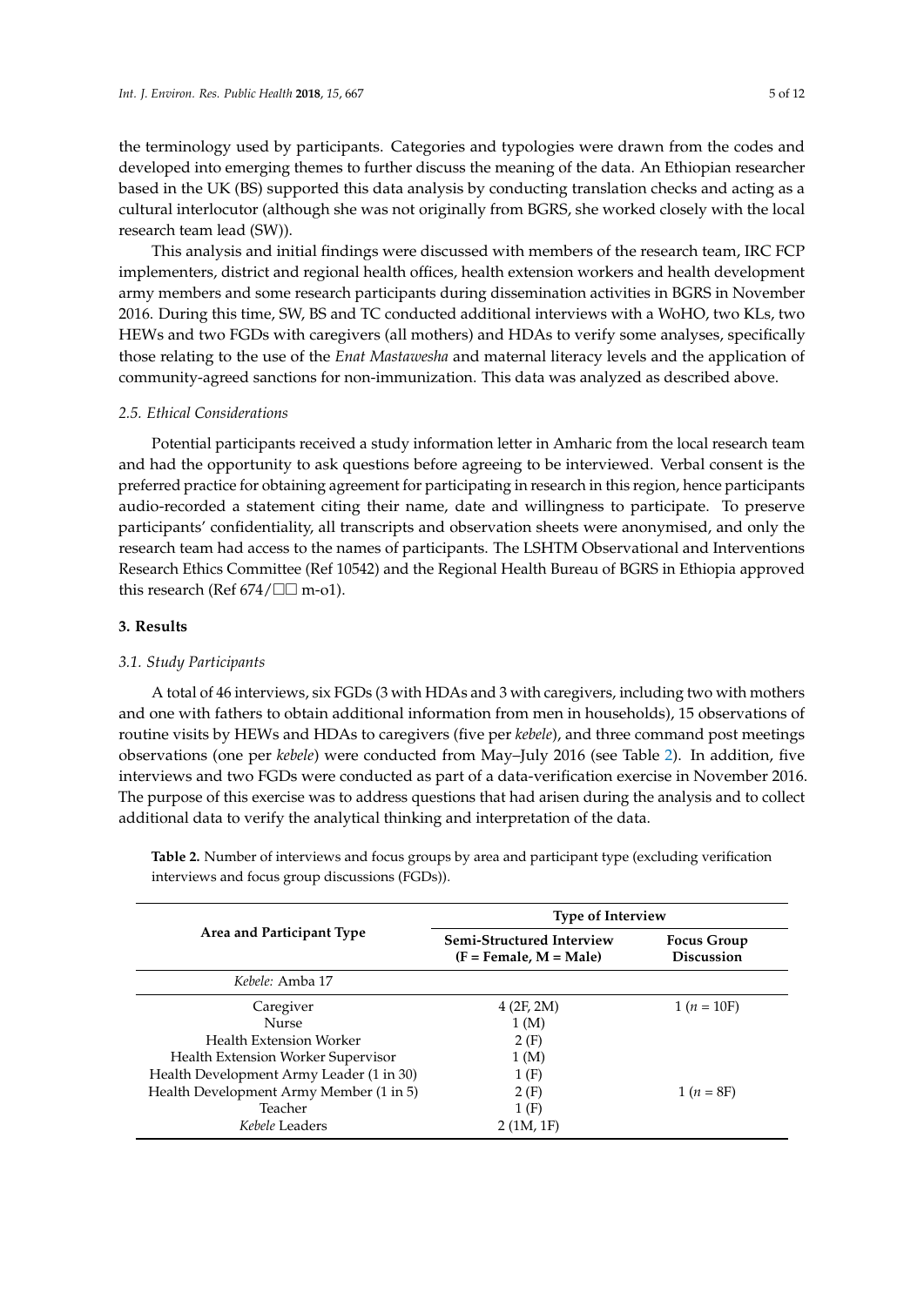the terminology used by participants. Categories and typologies were drawn from the codes and developed into emerging themes to further discuss the meaning of the data. An Ethiopian researcher based in the UK (BS) supported this data analysis by conducting translation checks and acting as a cultural interlocutor (although she was not originally from BGRS, she worked closely with the local research team lead (SW)).

This analysis and initial findings were discussed with members of the research team, IRC FCP implementers, district and regional health offices, health extension workers and health development army members and some research participants during dissemination activities in BGRS in November 2016. During this time, SW, BS and TC conducted additional interviews with a WoHO, two KLs, two HEWs and two FGDs with caregivers (all mothers) and HDAs to verify some analyses, specifically those relating to the use of the *Enat Mastawesha* and maternal literacy levels and the application of community-agreed sanctions for non-immunization. This data was analyzed as described above.

### 2.5. Ethical Considerations

Potential participants received a study information letter in Amharic from the local research team and had the opportunity to ask questions before agreeing to be interviewed. Verbal consent is the preferred practice for obtaining agreement for participating in research in this region, hence participants audio-recorded a statement citing their name, date and willingness to participate. To preserve participants' confidentiality, all transcripts and observation sheets were anonymised, and only the research team had access to the names of participants. The LSHTM Observational and Interventions Research Ethics Committee (Ref 10542) and the Regional Health Bureau of BGRS in Ethiopia approved this research (Ref 674/□□ m-o1).

## 3. Results

### 3.1. Study Participants

A total of 46 interviews, six FGDs (3 with HDAs and 3 with caregivers, including two with mothers and one with fathers to obtain additional information from men in households), 15 observations of routine visits by HEWs and HDAs to caregivers (five per *kebele*), and three command post meetings observations (one per *kebele*) were conducted from May–July 2016 (see Table 2). In addition, five interviews and two FGDs were conducted as part of a data-verification exercise in November 2016. The purpose of this exercise was to address questions that had arisen during the analysis and to collect additional data to verify the analytical thinking and interpretation of the data.

**Table 2.** Number of interviews and focus groups by area and participant type (excluding verification interviews and focus group discussions (FGDs)).

| Area and Participant Type | Type of Interview | |
|---|---|---|
| | **Semi-Structured Interview (F = Female, M = Male)** | **Focus Group Discussion** |
| *Kebele:* Amba 17 | | |
| Caregiver | 4 (2F, 2M) | 1 ($n$ = 10F) |
| Nurse | 1 (M) | |
| Health Extension Worker | 2 (F) | |
| Health Extension Worker Supervisor | 1 (M) | |
| Health Development Army Leader (1 in 30) | 1 (F) | |
| Health Development Army Member (1 in 5) | 2 (F) | 1 ($n$ = 8F) |
| Teacher | 1 (F) | |
| *Kebele* Leaders | 2 (1M, 1F) | |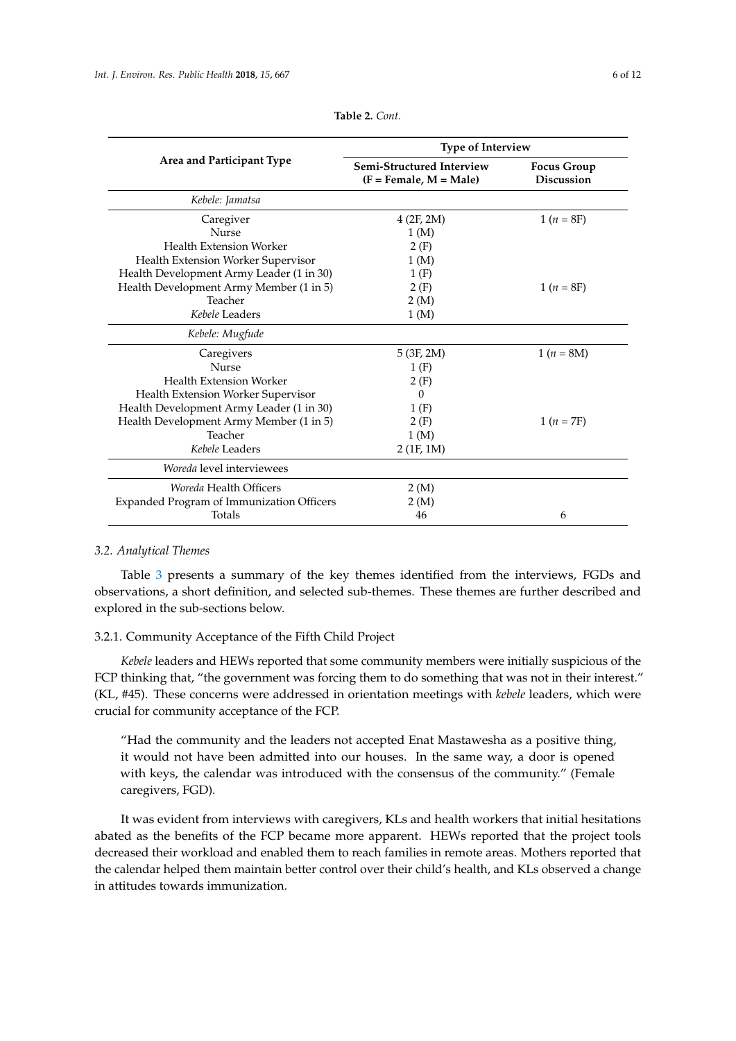**Table 2.** *Cont.*

| Area and Participant Type | Type of Interview | |
|---|---|---|
| | **Semi-Structured Interview (F = Female, M = Male)** | **Focus Group Discussion** |
| *Kebele: Jamatsa* | | |
| Caregiver | 4 (2F, 2M) | 1 ($n$ = 8F) |
| Nurse | 1 (M) | |
| Health Extension Worker | 2 (F) | |
| Health Extension Worker Supervisor | 1 (M) | |
| Health Development Army Leader (1 in 30) | 1 (F) | |
| Health Development Army Member (1 in 5) | 2 (F) | 1 ($n$ = 8F) |
| Teacher | 2 (M) | |
| *Kebele* Leaders | 1 (M) | |
| *Kebele: Mugfude* | | |
| Caregivers | 5 (3F, 2M) | 1 ($n$ = 8M) |
| Nurse | 1 (F) | |
| Health Extension Worker | 2 (F) | |
| Health Extension Worker Supervisor | 0 | |
| Health Development Army Leader (1 in 30) | 1 (F) | |
| Health Development Army Member (1 in 5) | 2 (F) | 1 ($n$ = 7F) |
| Teacher | 1 (M) | |
| *Kebele* Leaders | 2 (1F, 1M) | |
| *Woreda* level interviewees | | |
| *Woreda* Health Officers | 2 (M) | |
| Expanded Program of Immunization Officers | 2 (M) | |
| Totals | 46 | 6 |

### *3.2. Analytical Themes*

Table 3 presents a summary of the key themes identified from the interviews, FGDs and observations, a short definition, and selected sub-themes. These themes are further described and explored in the sub-sections below.

#### 3.2.1. Community Acceptance of the Fifth Child Project

*Kebele* leaders and HEWs reported that some community members were initially suspicious of the FCP thinking that, "the government was forcing them to do something that was not in their interest." (KL, #45). These concerns were addressed in orientation meetings with *kebele* leaders, which were crucial for community acceptance of the FCP.

> "Had the community and the leaders not accepted Enat Mastawesha as a positive thing, it would not have been admitted into our houses. In the same way, a door is opened with keys, the calendar was introduced with the consensus of the community." (Female caregivers, FGD).

It was evident from interviews with caregivers, KLs and health workers that initial hesitations abated as the benefits of the FCP became more apparent. HEWs reported that the project tools decreased their workload and enabled them to reach families in remote areas. Mothers reported that the calendar helped them maintain better control over their child's health, and KLs observed a change in attitudes towards immunization.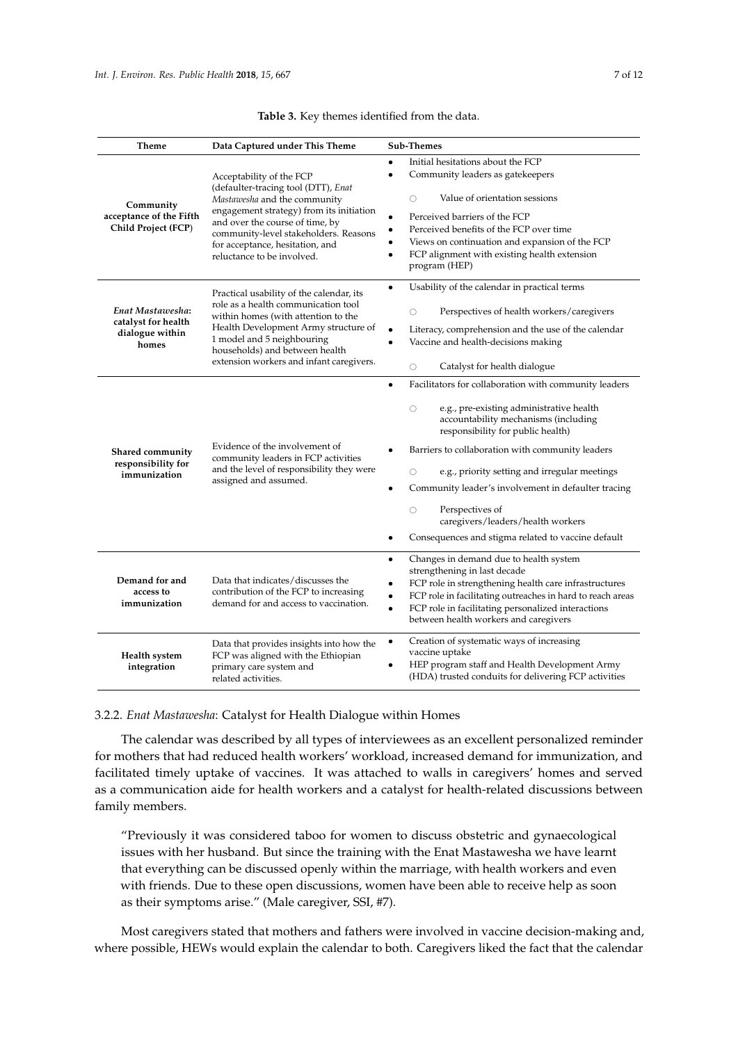**Table 3.** Key themes identified from the data.

| Theme | Data Captured under This Theme | Sub-Themes |
|---|---|---|
| Community acceptance of the Fifth Child Project (FCP) | Acceptability of the FCP (defaulter-tracing tool (DTT), *Enat Mastawesha* and the community engagement strategy) from its initiation and over the course of time, by community-level stakeholders. Reasons for acceptance, hesitation, and reluctance to be involved. | • Initial hesitations about the FCP<br>• Community leaders as gatekeepers<br>○ Value of orientation sessions<br>• Perceived barriers of the FCP<br>• Perceived benefits of the FCP over time<br>• Views on continuation and expansion of the FCP<br>• FCP alignment with existing health extension program (HEP) |
| *Enat Mastawesha*: catalyst for health dialogue within homes | Practical usability of the calendar, its role as a health communication tool within homes (with attention to the Health Development Army structure of 1 model and 5 neighbouring households) and between health extension workers and infant caregivers. | • Usability of the calendar in practical terms<br>○ Perspectives of health workers/caregivers<br>• Literacy, comprehension and the use of the calendar<br>• Vaccine and health-decisions making<br>○ Catalyst for health dialogue |
| Shared community responsibility for immunization | Evidence of the involvement of community leaders in FCP activities and the level of responsibility they were assigned and assumed. | • Facilitators for collaboration with community leaders<br>○ e.g., pre-existing administrative health accountability mechanisms (including responsibility for public health)<br>• Barriers to collaboration with community leaders<br>○ e.g., priority setting and irregular meetings<br>• Community leader's involvement in defaulter tracing<br>○ Perspectives of caregivers/leaders/health workers<br>• Consequences and stigma related to vaccine default |
| Demand for and access to immunization | Data that indicates/discusses the contribution of the FCP to increasing demand for and access to vaccination. | • Changes in demand due to health system strengthening in last decade<br>• FCP role in strengthening health care infrastructures<br>• FCP role in facilitating outreaches in hard to reach areas<br>• FCP role in facilitating personalized interactions between health workers and caregivers |
| Health system integration | Data that provides insights into how the FCP was aligned with the Ethiopian primary care system and related activities. | • Creation of systematic ways of increasing vaccine uptake<br>• HEP program staff and Health Development Army (HDA) trusted conduits for delivering FCP activities |

#### 3.2.2. *Enat Mastawesha*: Catalyst for Health Dialogue within Homes

The calendar was described by all types of interviewees as an excellent personalized reminder for mothers that had reduced health workers' workload, increased demand for immunization, and facilitated timely uptake of vaccines. It was attached to walls in caregivers' homes and served as a communication aide for health workers and a catalyst for health-related discussions between family members.

> "Previously it was considered taboo for women to discuss obstetric and gynaecological issues with her husband. But since the training with the Enat Mastawesha we have learnt that everything can be discussed openly within the marriage, with health workers and even with friends. Due to these open discussions, women have been able to receive help as soon as their symptoms arise." (Male caregiver, SSI, #7).

Most caregivers stated that mothers and fathers were involved in vaccine decision-making and, where possible, HEWs would explain the calendar to both. Caregivers liked the fact that the calendar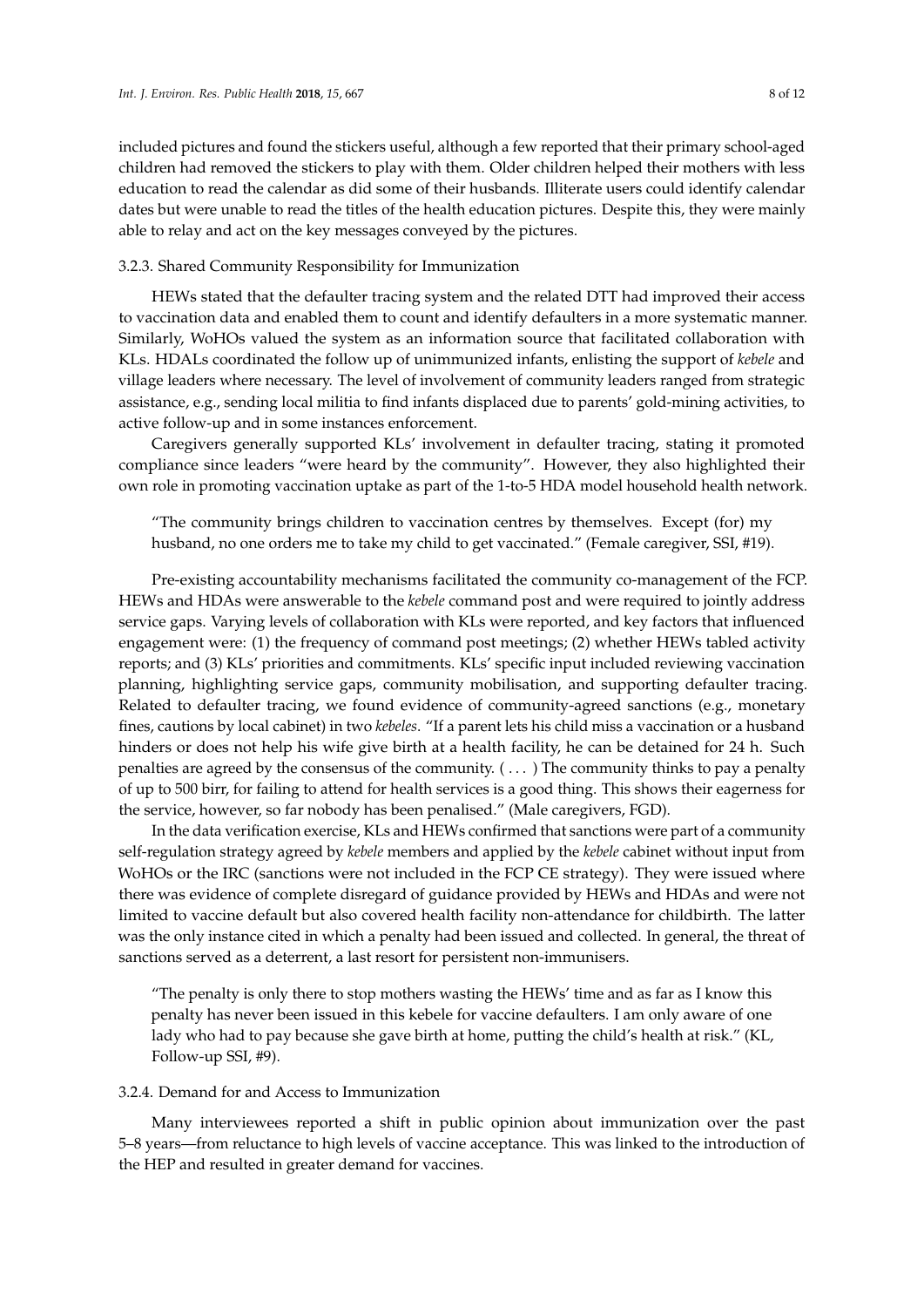included pictures and found the stickers useful, although a few reported that their primary school-aged children had removed the stickers to play with them. Older children helped their mothers with less education to read the calendar as did some of their husbands. Illiterate users could identify calendar dates but were unable to read the titles of the health education pictures. Despite this, they were mainly able to relay and act on the key messages conveyed by the pictures.

#### 3.2.3. Shared Community Responsibility for Immunization

HEWs stated that the defaulter tracing system and the related DTT had improved their access to vaccination data and enabled them to count and identify defaulters in a more systematic manner. Similarly, WoHOs valued the system as an information source that facilitated collaboration with KLs. HDALs coordinated the follow up of unimmunized infants, enlisting the support of *kebele* and village leaders where necessary. The level of involvement of community leaders ranged from strategic assistance, e.g., sending local militia to find infants displaced due to parents' gold-mining activities, to active follow-up and in some instances enforcement.

Caregivers generally supported KLs' involvement in defaulter tracing, stating it promoted compliance since leaders "were heard by the community". However, they also highlighted their own role in promoting vaccination uptake as part of the 1-to-5 HDA model household health network.

> "The community brings children to vaccination centres by themselves. Except (for) my husband, no one orders me to take my child to get vaccinated." (Female caregiver, SSI, #19).

Pre-existing accountability mechanisms facilitated the community co-management of the FCP. HEWs and HDAs were answerable to the *kebele* command post and were required to jointly address service gaps. Varying levels of collaboration with KLs were reported, and key factors that influenced engagement were: (1) the frequency of command post meetings; (2) whether HEWs tabled activity reports; and (3) KLs' priorities and commitments. KLs' specific input included reviewing vaccination planning, highlighting service gaps, community mobilisation, and supporting defaulter tracing. Related to defaulter tracing, we found evidence of community-agreed sanctions (e.g., monetary fines, cautions by local cabinet) in two *kebeles*. "If a parent lets his child miss a vaccination or a husband hinders or does not help his wife give birth at a health facility, he can be detained for 24 h. Such penalties are agreed by the consensus of the community. ( . . . ) The community thinks to pay a penalty of up to 500 birr, for failing to attend for health services is a good thing. This shows their eagerness for the service, however, so far nobody has been penalised." (Male caregivers, FGD).

In the data verification exercise, KLs and HEWs confirmed that sanctions were part of a community self-regulation strategy agreed by *kebele* members and applied by the *kebele* cabinet without input from WoHOs or the IRC (sanctions were not included in the FCP CE strategy). They were issued where there was evidence of complete disregard of guidance provided by HEWs and HDAs and were not limited to vaccine default but also covered health facility non-attendance for childbirth. The latter was the only instance cited in which a penalty had been issued and collected. In general, the threat of sanctions served as a deterrent, a last resort for persistent non-immunisers.

> "The penalty is only there to stop mothers wasting the HEWs' time and as far as I know this penalty has never been issued in this kebele for vaccine defaulters. I am only aware of one lady who had to pay because she gave birth at home, putting the child's health at risk." (KL, Follow-up SSI, #9).

#### 3.2.4. Demand for and Access to Immunization

Many interviewees reported a shift in public opinion about immunization over the past 5–8 years—from reluctance to high levels of vaccine acceptance. This was linked to the introduction of the HEP and resulted in greater demand for vaccines.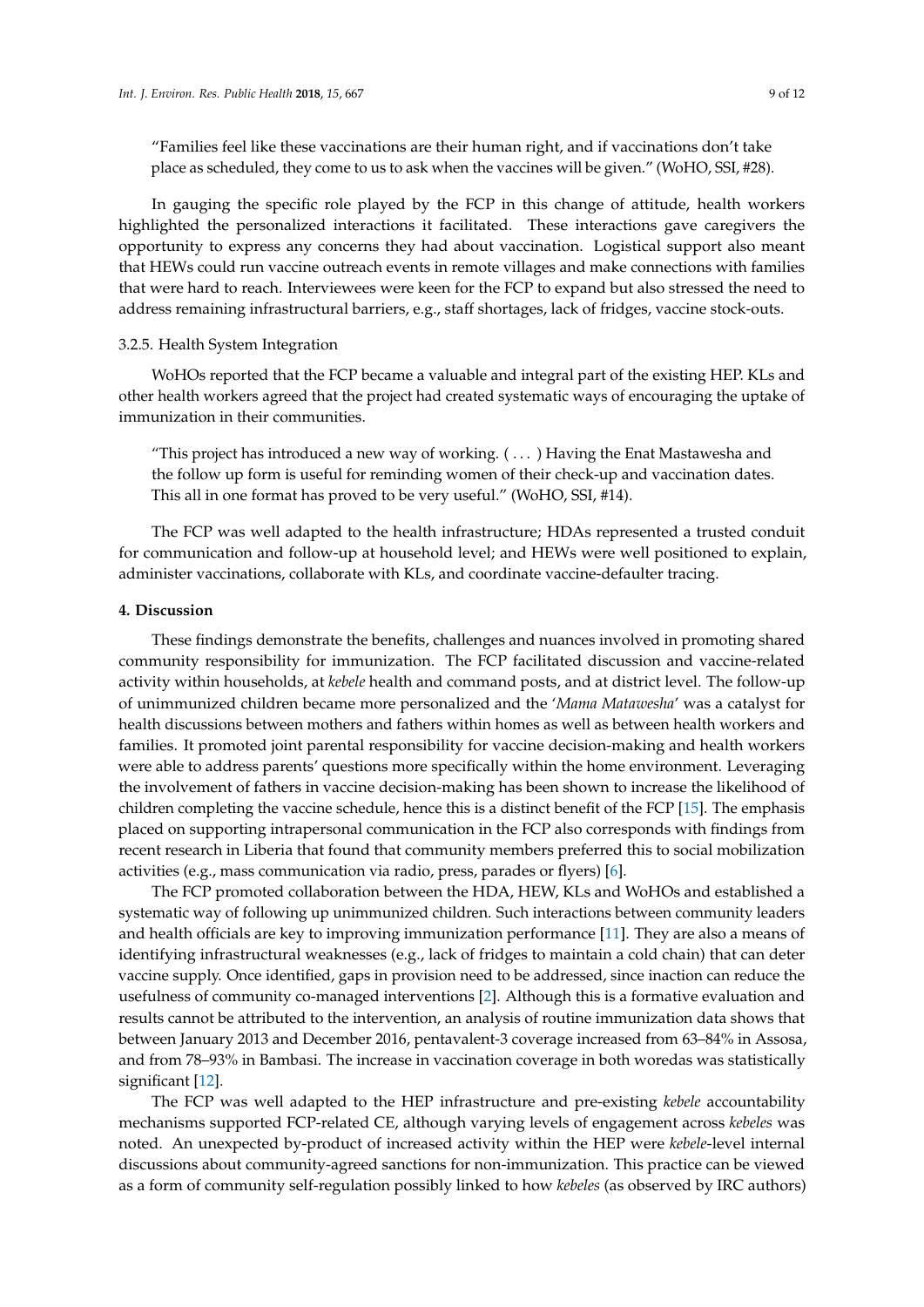> "Families feel like these vaccinations are their human right, and if vaccinations don't take place as scheduled, they come to us to ask when the vaccines will be given." (WoHO, SSI, #28).

In gauging the specific role played by the FCP in this change of attitude, health workers highlighted the personalized interactions it facilitated. These interactions gave caregivers the opportunity to express any concerns they had about vaccination. Logistical support also meant that HEWs could run vaccine outreach events in remote villages and make connections with families that were hard to reach. Interviewees were keen for the FCP to expand but also stressed the need to address remaining infrastructural barriers, e.g., staff shortages, lack of fridges, vaccine stock-outs.

#### 3.2.5. Health System Integration

WoHOs reported that the FCP became a valuable and integral part of the existing HEP. KLs and other health workers agreed that the project had created systematic ways of encouraging the uptake of immunization in their communities.

> "This project has introduced a new way of working. ( . . . ) Having the Enat Mastawesha and the follow up form is useful for reminding women of their check-up and vaccination dates. This all in one format has proved to be very useful." (WoHO, SSI, #14).

The FCP was well adapted to the health infrastructure; HDAs represented a trusted conduit for communication and follow-up at household level; and HEWs were well positioned to explain, administer vaccinations, collaborate with KLs, and coordinate vaccine-defaulter tracing.

## 4. Discussion

These findings demonstrate the benefits, challenges and nuances involved in promoting shared community responsibility for immunization. The FCP facilitated discussion and vaccine-related activity within households, at *kebele* health and command posts, and at district level. The follow-up of unimmunized children became more personalized and the '*Mama Matawesha*' was a catalyst for health discussions between mothers and fathers within homes as well as between health workers and families. It promoted joint parental responsibility for vaccine decision-making and health workers were able to address parents' questions more specifically within the home environment. Leveraging the involvement of fathers in vaccine decision-making has been shown to increase the likelihood of children completing the vaccine schedule, hence this is a distinct benefit of the FCP [15]. The emphasis placed on supporting intrapersonal communication in the FCP also corresponds with findings from recent research in Liberia that found that community members preferred this to social mobilization activities (e.g., mass communication via radio, press, parades or flyers) [6].

The FCP promoted collaboration between the HDA, HEW, KLs and WoHOs and established a systematic way of following up unimmunized children. Such interactions between community leaders and health officials are key to improving immunization performance [11]. They are also a means of identifying infrastructural weaknesses (e.g., lack of fridges to maintain a cold chain) that can deter vaccine supply. Once identified, gaps in provision need to be addressed, since inaction can reduce the usefulness of community co-managed interventions [2]. Although this is a formative evaluation and results cannot be attributed to the intervention, an analysis of routine immunization data shows that between January 2013 and December 2016, pentavalent-3 coverage increased from 63–84% in Assosa, and from 78–93% in Bambasi. The increase in vaccination coverage in both woredas was statistically significant [12].

The FCP was well adapted to the HEP infrastructure and pre-existing *kebele* accountability mechanisms supported FCP-related CE, although varying levels of engagement across *kebeles* was noted. An unexpected by-product of increased activity within the HEP were *kebele*-level internal discussions about community-agreed sanctions for non-immunization. This practice can be viewed as a form of community self-regulation possibly linked to how *kebeles* (as observed by IRC authors)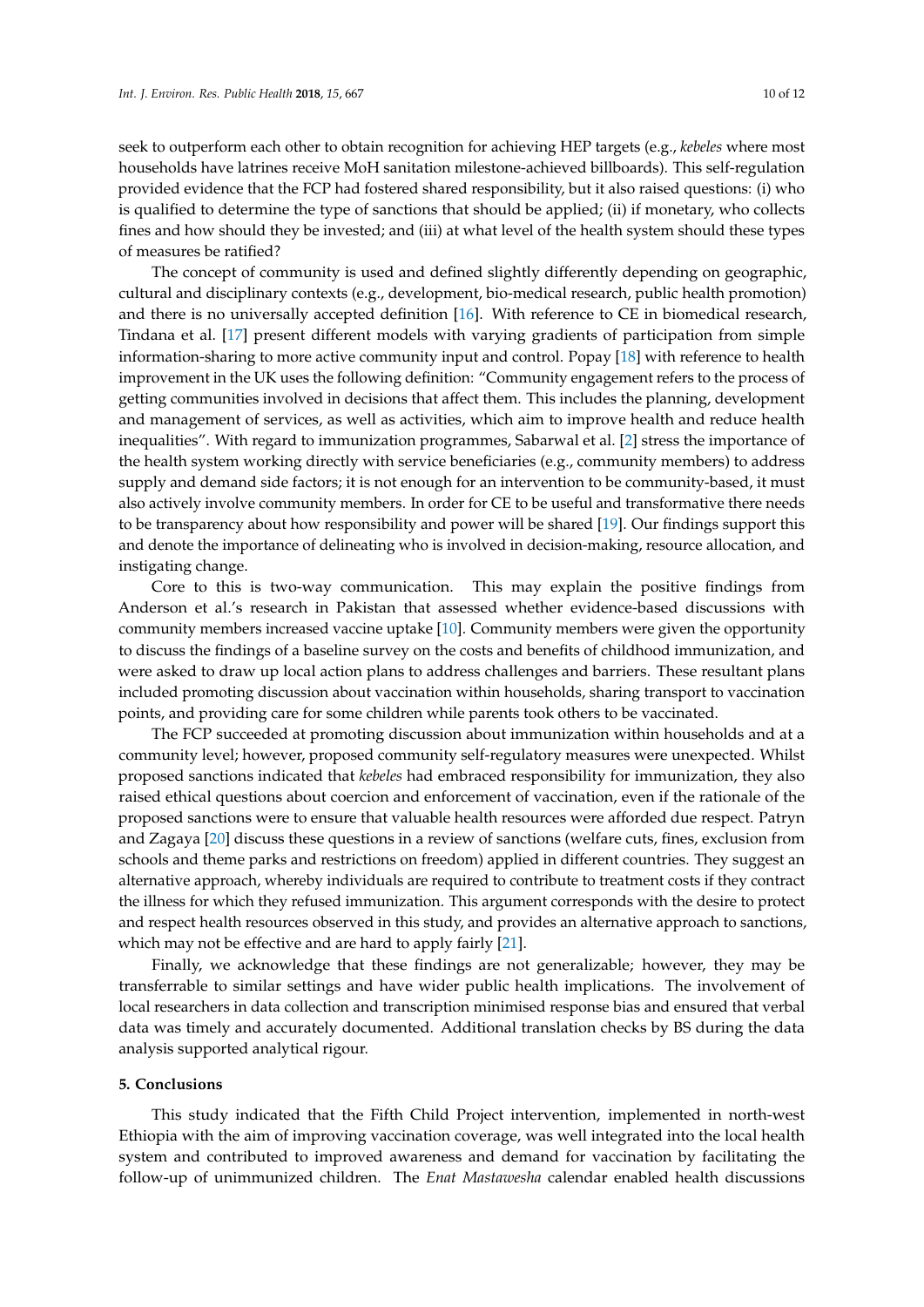seek to outperform each other to obtain recognition for achieving HEP targets (e.g., *kebeles* where most households have latrines receive MoH sanitation milestone-achieved billboards). This self-regulation provided evidence that the FCP had fostered shared responsibility, but it also raised questions: (i) who is qualified to determine the type of sanctions that should be applied; (ii) if monetary, who collects fines and how should they be invested; and (iii) at what level of the health system should these types of measures be ratified?

The concept of community is used and defined slightly differently depending on geographic, cultural and disciplinary contexts (e.g., development, bio-medical research, public health promotion) and there is no universally accepted definition [16]. With reference to CE in biomedical research, Tindana et al. [17] present different models with varying gradients of participation from simple information-sharing to more active community input and control. Popay [18] with reference to health improvement in the UK uses the following definition: "Community engagement refers to the process of getting communities involved in decisions that affect them. This includes the planning, development and management of services, as well as activities, which aim to improve health and reduce health inequalities". With regard to immunization programmes, Sabarwal et al. [2] stress the importance of the health system working directly with service beneficiaries (e.g., community members) to address supply and demand side factors; it is not enough for an intervention to be community-based, it must also actively involve community members. In order for CE to be useful and transformative there needs to be transparency about how responsibility and power will be shared [19]. Our findings support this and denote the importance of delineating who is involved in decision-making, resource allocation, and instigating change.

Core to this is two-way communication. This may explain the positive findings from Anderson et al.'s research in Pakistan that assessed whether evidence-based discussions with community members increased vaccine uptake [10]. Community members were given the opportunity to discuss the findings of a baseline survey on the costs and benefits of childhood immunization, and were asked to draw up local action plans to address challenges and barriers. These resultant plans included promoting discussion about vaccination within households, sharing transport to vaccination points, and providing care for some children while parents took others to be vaccinated.

The FCP succeeded at promoting discussion about immunization within households and at a community level; however, proposed community self-regulatory measures were unexpected. Whilst proposed sanctions indicated that *kebeles* had embraced responsibility for immunization, they also raised ethical questions about coercion and enforcement of vaccination, even if the rationale of the proposed sanctions were to ensure that valuable health resources were afforded due respect. Patryn and Zagaya [20] discuss these questions in a review of sanctions (welfare cuts, fines, exclusion from schools and theme parks and restrictions on freedom) applied in different countries. They suggest an alternative approach, whereby individuals are required to contribute to treatment costs if they contract the illness for which they refused immunization. This argument corresponds with the desire to protect and respect health resources observed in this study, and provides an alternative approach to sanctions, which may not be effective and are hard to apply fairly [21].

Finally, we acknowledge that these findings are not generalizable; however, they may be transferrable to similar settings and have wider public health implications. The involvement of local researchers in data collection and transcription minimised response bias and ensured that verbal data was timely and accurately documented. Additional translation checks by BS during the data analysis supported analytical rigour.

## 5. Conclusions

This study indicated that the Fifth Child Project intervention, implemented in north-west Ethiopia with the aim of improving vaccination coverage, was well integrated into the local health system and contributed to improved awareness and demand for vaccination by facilitating the follow-up of unimmunized children. The *Enat Mastawesha* calendar enabled health discussions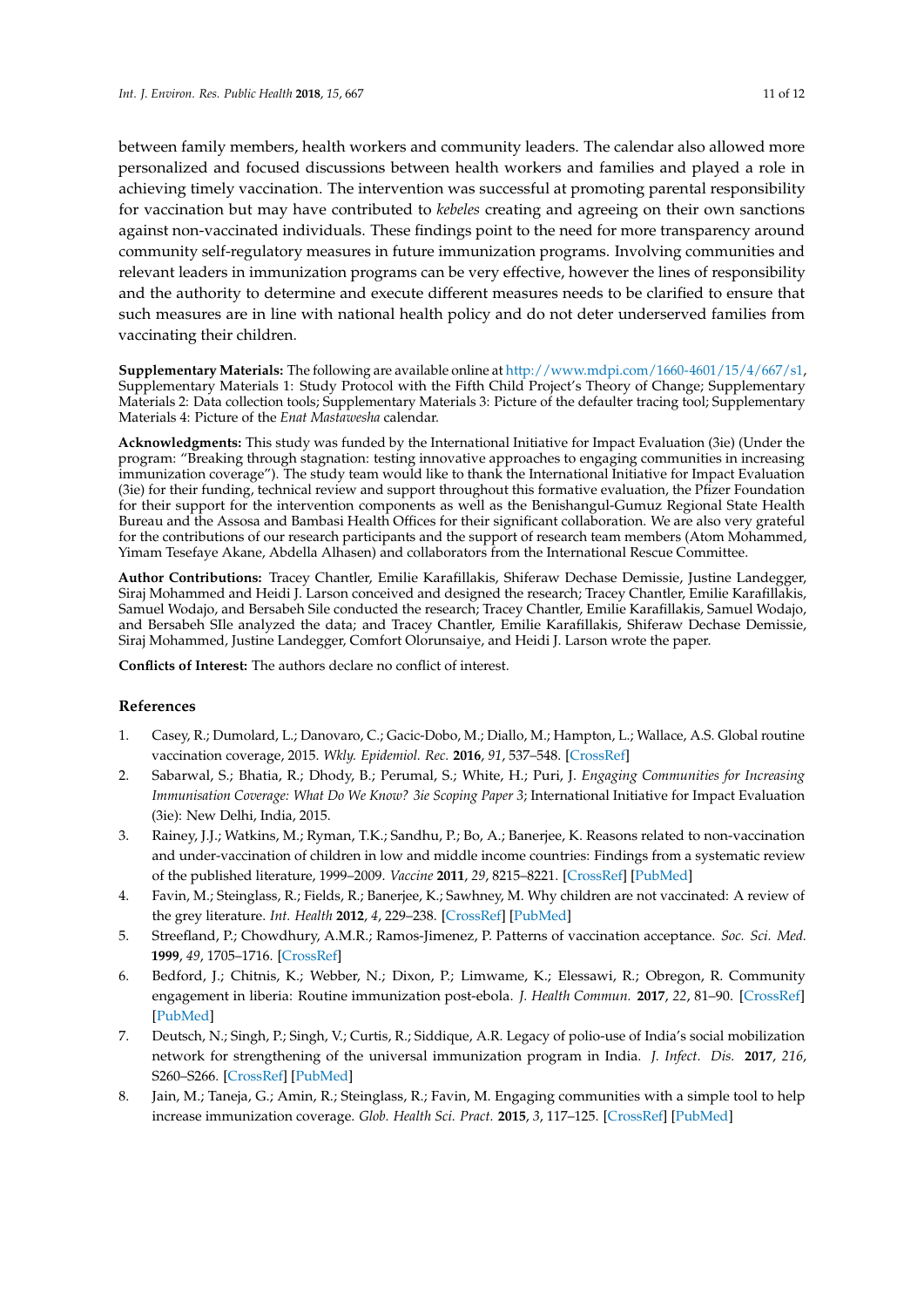between family members, health workers and community leaders. The calendar also allowed more personalized and focused discussions between health workers and families and played a role in achieving timely vaccination. The intervention was successful at promoting parental responsibility for vaccination but may have contributed to *kebeles* creating and agreeing on their own sanctions against non-vaccinated individuals. These findings point to the need for more transparency around community self-regulatory measures in future immunization programs. Involving communities and relevant leaders in immunization programs can be very effective, however the lines of responsibility and the authority to determine and execute different measures needs to be clarified to ensure that such measures are in line with national health policy and do not deter underserved families from vaccinating their children.

**Supplementary Materials:** The following are available online at http://www.mdpi.com/1660-4601/15/4/667/s1, Supplementary Materials 1: Study Protocol with the Fifth Child Project's Theory of Change; Supplementary Materials 2: Data collection tools; Supplementary Materials 3: Picture of the defaulter tracing tool; Supplementary Materials 4: Picture of the *Enat Mastawesha* calendar.

**Acknowledgments:** This study was funded by the International Initiative for Impact Evaluation (3ie) (Under the program: "Breaking through stagnation: testing innovative approaches to engaging communities in increasing immunization coverage"). The study team would like to thank the International Initiative for Impact Evaluation (3ie) for their funding, technical review and support throughout this formative evaluation, the Pfizer Foundation for their support for the intervention components as well as the Benishangul-Gumuz Regional State Health Bureau and the Assosa and Bambasi Health Offices for their significant collaboration. We are also very grateful for the contributions of our research participants and the support of research team members (Atom Mohammed, Yimam Tesefaye Akane, Abdella Alhasen) and collaborators from the International Rescue Committee.

**Author Contributions:** Tracey Chantler, Emilie Karafillakis, Shiferaw Dechase Demissie, Justine Landegger, Siraj Mohammed and Heidi J. Larson conceived and designed the research; Tracey Chantler, Emilie Karafillakis, Samuel Wodajo, and Bersabeh Sile conducted the research; Tracey Chantler, Emilie Karafillakis, Samuel Wodajo, and Bersabeh SIle analyzed the data; and Tracey Chantler, Emilie Karafillakis, Shiferaw Dechase Demissie, Siraj Mohammed, Justine Landegger, Comfort Olorunsaiye, and Heidi J. Larson wrote the paper.

**Conflicts of Interest:** The authors declare no conflict of interest.

## References

1. Casey, R.; Dumolard, L.; Danovaro, C.; Gacic-Dobo, M.; Diallo, M.; Hampton, L.; Wallace, A.S. Global routine vaccination coverage, 2015. *Wkly. Epidemiol. Rec.* **2016**, *91*, 537–548. [CrossRef]
2. Sabarwal, S.; Bhatia, R.; Dhody, B.; Perumal, S.; White, H.; Puri, J. *Engaging Communities for Increasing Immunisation Coverage: What Do We Know? 3ie Scoping Paper 3*; International Initiative for Impact Evaluation (3ie): New Delhi, India, 2015.
3. Rainey, J.J.; Watkins, M.; Ryman, T.K.; Sandhu, P.; Bo, A.; Banerjee, K. Reasons related to non-vaccination and under-vaccination of children in low and middle income countries: Findings from a systematic review of the published literature, 1999–2009. *Vaccine* **2011**, *29*, 8215–8221. [CrossRef] [PubMed]
4. Favin, M.; Steinglass, R.; Fields, R.; Banerjee, K.; Sawhney, M. Why children are not vaccinated: A review of the grey literature. *Int. Health* **2012**, *4*, 229–238. [CrossRef] [PubMed]
5. Streefland, P.; Chowdhury, A.M.R.; Ramos-Jimenez, P. Patterns of vaccination acceptance. *Soc. Sci. Med.* **1999**, *49*, 1705–1716. [CrossRef]
6. Bedford, J.; Chitnis, K.; Webber, N.; Dixon, P.; Limwame, K.; Elessawi, R.; Obregon, R. Community engagement in liberia: Routine immunization post-ebola. *J. Health Commun.* **2017**, *22*, 81–90. [CrossRef] [PubMed]
7. Deutsch, N.; Singh, P.; Singh, V.; Curtis, R.; Siddique, A.R. Legacy of polio-use of India's social mobilization network for strengthening of the universal immunization program in India. *J. Infect. Dis.* **2017**, *216*, S260–S266. [CrossRef] [PubMed]
8. Jain, M.; Taneja, G.; Amin, R.; Steinglass, R.; Favin, M. Engaging communities with a simple tool to help increase immunization coverage. *Glob. Health Sci. Pract.* **2015**, *3*, 117–125. [CrossRef] [PubMed]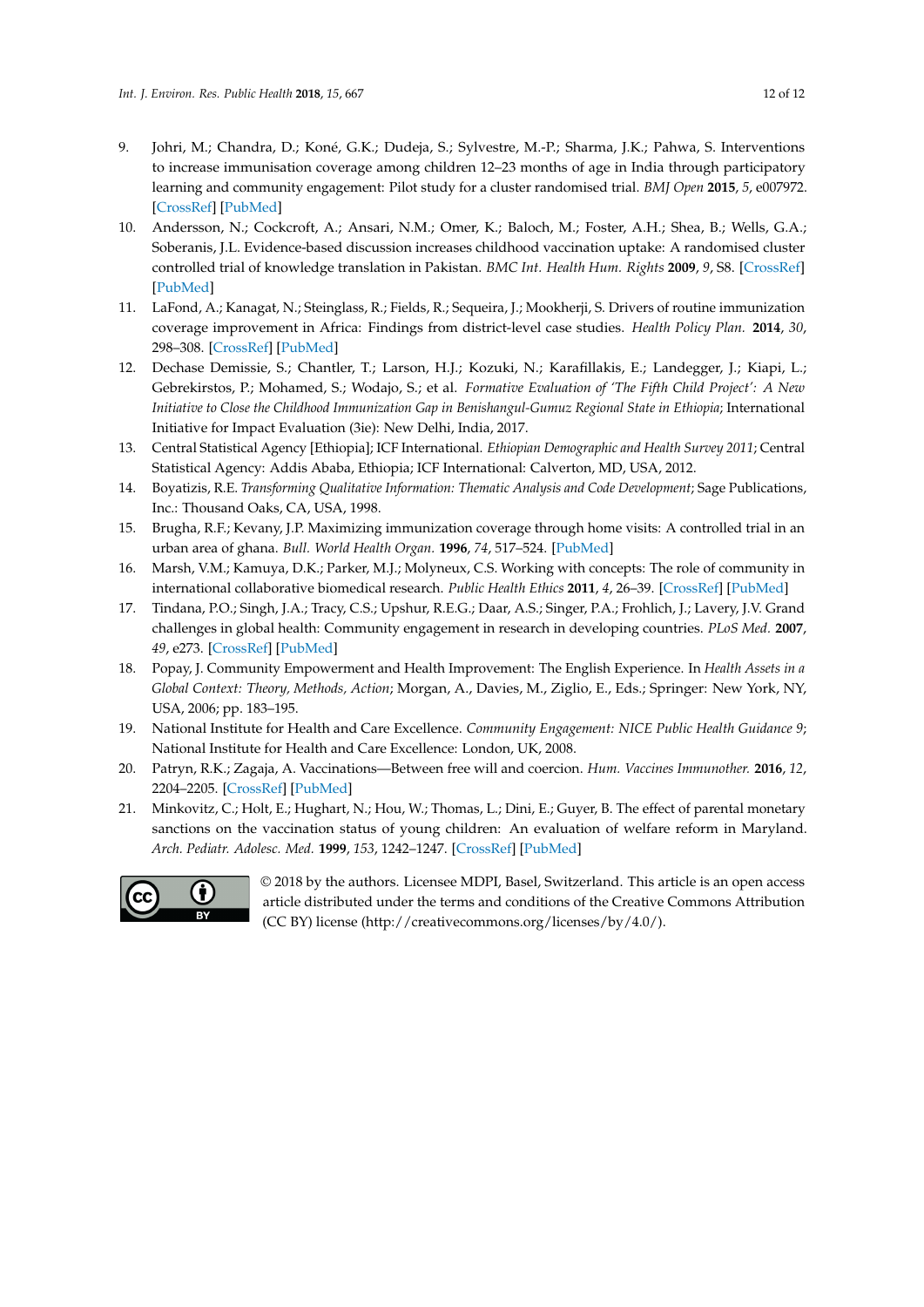9. Johri, M.; Chandra, D.; Koné, G.K.; Dudeja, S.; Sylvestre, M.-P.; Sharma, J.K.; Pahwa, S. Interventions to increase immunisation coverage among children 12–23 months of age in India through participatory learning and community engagement: Pilot study for a cluster randomised trial. *BMJ Open* **2015**, *5*, e007972. [CrossRef] [PubMed]
10. Andersson, N.; Cockcroft, A.; Ansari, N.M.; Omer, K.; Baloch, M.; Foster, A.H.; Shea, B.; Wells, G.A.; Soberanis, J.L. Evidence-based discussion increases childhood vaccination uptake: A randomised cluster controlled trial of knowledge translation in Pakistan. *BMC Int. Health Hum. Rights* **2009**, *9*, S8. [CrossRef] [PubMed]
11. LaFond, A.; Kanagat, N.; Steinglass, R.; Fields, R.; Sequeira, J.; Mookherji, S. Drivers of routine immunization coverage improvement in Africa: Findings from district-level case studies. *Health Policy Plan.* **2014**, *30*, 298–308. [CrossRef] [PubMed]
12. Dechase Demissie, S.; Chantler, T.; Larson, H.J.; Kozuki, N.; Karafillakis, E.; Landegger, J.; Kiapi, L.; Gebrekirstos, P.; Mohamed, S.; Wodajo, S.; et al. *Formative Evaluation of 'The Fifth Child Project': A New Initiative to Close the Childhood Immunization Gap in Benishangul-Gumuz Regional State in Ethiopia*; International Initiative for Impact Evaluation (3ie): New Delhi, India, 2017.
13. Central Statistical Agency [Ethiopia]; ICF International. *Ethiopian Demographic and Health Survey 2011*; Central Statistical Agency: Addis Ababa, Ethiopia; ICF International: Calverton, MD, USA, 2012.
14. Boyatizis, R.E. *Transforming Qualitative Information: Thematic Analysis and Code Development*; Sage Publications, Inc.: Thousand Oaks, CA, USA, 1998.
15. Brugha, R.F.; Kevany, J.P. Maximizing immunization coverage through home visits: A controlled trial in an urban area of ghana. *Bull. World Health Organ.* **1996**, *74*, 517–524. [PubMed]
16. Marsh, V.M.; Kamuya, D.K.; Parker, M.J.; Molyneux, C.S. Working with concepts: The role of community in international collaborative biomedical research. *Public Health Ethics* **2011**, *4*, 26–39. [CrossRef] [PubMed]
17. Tindana, P.O.; Singh, J.A.; Tracy, C.S.; Upshur, R.E.G.; Daar, A.S.; Singer, P.A.; Frohlich, J.; Lavery, J.V. Grand challenges in global health: Community engagement in research in developing countries. *PLoS Med.* **2007**, *49*, e273. [CrossRef] [PubMed]
18. Popay, J. Community Empowerment and Health Improvement: The English Experience. In *Health Assets in a Global Context: Theory, Methods, Action*; Morgan, A., Davies, M., Ziglio, E., Eds.; Springer: New York, NY, USA, 2006; pp. 183–195.
19. National Institute for Health and Care Excellence. *Community Engagement: NICE Public Health Guidance 9*; National Institute for Health and Care Excellence: London, UK, 2008.
20. Patryn, R.K.; Zagaja, A. Vaccinations—Between free will and coercion. *Hum. Vaccines Immunother.* **2016**, *12*, 2204–2205. [CrossRef] [PubMed]
21. Minkovitz, C.; Holt, E.; Hughart, N.; Hou, W.; Thomas, L.; Dini, E.; Guyer, B. The effect of parental monetary sanctions on the vaccination status of young children: An evaluation of welfare reform in Maryland. *Arch. Pediatr. Adolesc. Med.* **1999**, *153*, 1242–1247. [CrossRef] [PubMed]

© 2018 by the authors. Licensee MDPI, Basel, Switzerland. This article is an open access article distributed under the terms and conditions of the Creative Commons Attribution (CC BY) license (http://creativecommons.org/licenses/by/4.0/).